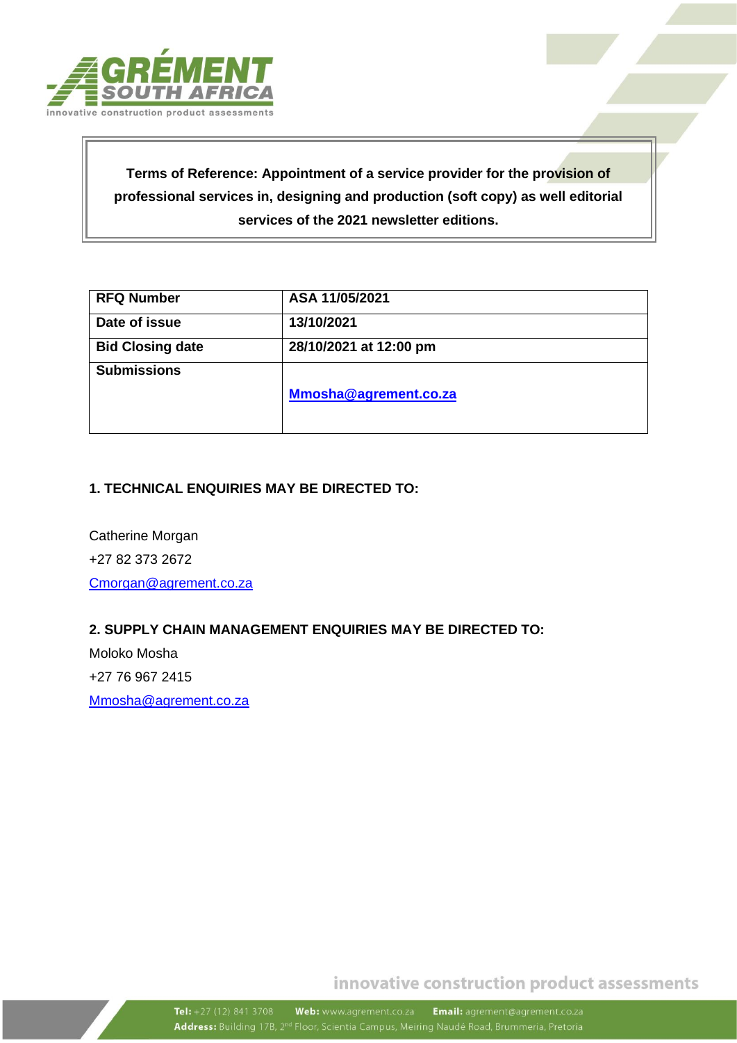**Terms of Reference: Appointment of a service provider for the provision of professional services in, designing and production (soft copy) as well editorial services of the 2021 newsletter editions.**

| | |
|---|---|
| **RFQ Number** | **ASA 11/05/2021** |
| **Date of issue** | **13/10/2021** |
| **Bid Closing date** | **28/10/2021 at 12:00 pm** |
| **Submissions** | **Mmosha@agrement.co.za** |

### 1. TECHNICAL ENQUIRIES MAY BE DIRECTED TO:

Catherine Morgan

+27 82 373 2672

Cmorgan@agrement.co.za

### 2. SUPPLY CHAIN MANAGEMENT ENQUIRIES MAY BE DIRECTED TO:

Moloko Mosha

+27 76 967 2415

Mmosha@agrement.co.za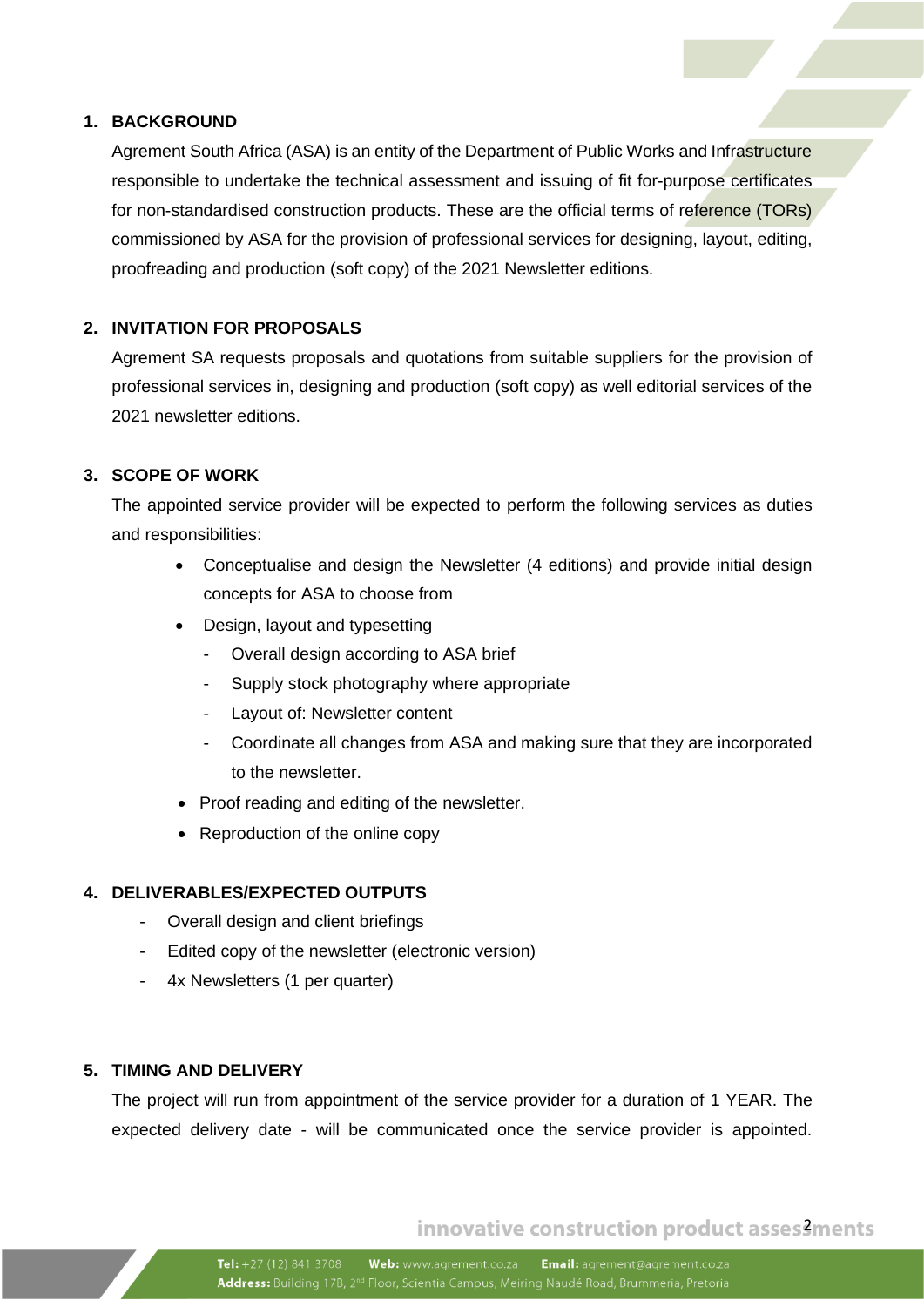## 1. BACKGROUND

Agrement South Africa (ASA) is an entity of the Department of Public Works and Infrastructure responsible to undertake the technical assessment and issuing of fit for-purpose certificates for non-standardised construction products. These are the official terms of reference (TORs) commissioned by ASA for the provision of professional services for designing, layout, editing, proofreading and production (soft copy) of the 2021 Newsletter editions.

## 2. INVITATION FOR PROPOSALS

Agrement SA requests proposals and quotations from suitable suppliers for the provision of professional services in, designing and production (soft copy) as well editorial services of the 2021 newsletter editions.

## 3. SCOPE OF WORK

The appointed service provider will be expected to perform the following services as duties and responsibilities:

- Conceptualise and design the Newsletter (4 editions) and provide initial design concepts for ASA to choose from
- Design, layout and typesetting
  - Overall design according to ASA brief
  - Supply stock photography where appropriate
  - Layout of: Newsletter content
  - Coordinate all changes from ASA and making sure that they are incorporated to the newsletter.
- Proof reading and editing of the newsletter.
- Reproduction of the online copy

## 4. DELIVERABLES/EXPECTED OUTPUTS

- Overall design and client briefings
- Edited copy of the newsletter (electronic version)
- 4x Newsletters (1 per quarter)

## 5. TIMING AND DELIVERY

The project will run from appointment of the service provider for a duration of 1 YEAR. The expected delivery date - will be communicated once the service provider is appointed.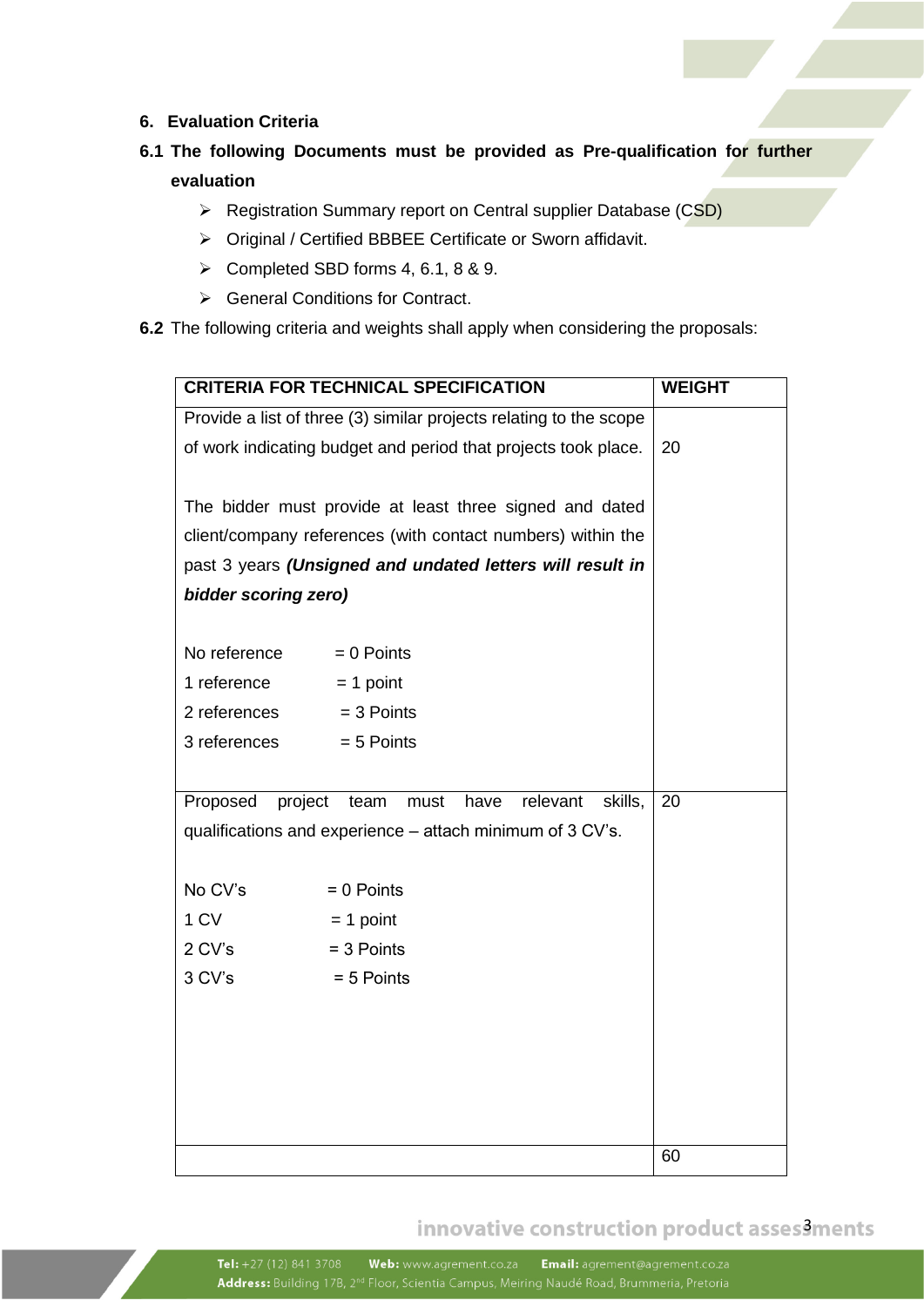## 6. Evaluation Criteria

**6.1 The following Documents must be provided as Pre-qualification for further evaluation**

- Registration Summary report on Central supplier Database (CSD)
- Original / Certified BBBEE Certificate or Sworn affidavit.
- Completed SBD forms 4, 6.1, 8 & 9.
- General Conditions for Contract.

**6.2** The following criteria and weights shall apply when considering the proposals:

| CRITERIA FOR TECHNICAL SPECIFICATION | WEIGHT |
|---|---|
| Provide a list of three (3) similar projects relating to the scope of work indicating budget and period that projects took place.<br><br>The bidder must provide at least three signed and dated client/company references (with contact numbers) within the past 3 years ***(Unsigned and undated letters will result in bidder scoring zero)***<br><br>No reference = 0 Points<br>1 reference = 1 point<br>2 references = 3 Points<br>3 references = 5 Points | 20 |
| Proposed project team must have relevant skills, qualifications and experience – attach minimum of 3 CV's.<br><br>No CV's = 0 Points<br>1 CV = 1 point<br>2 CV's = 3 Points<br>3 CV's = 5 Points | 20 |
| | 60 |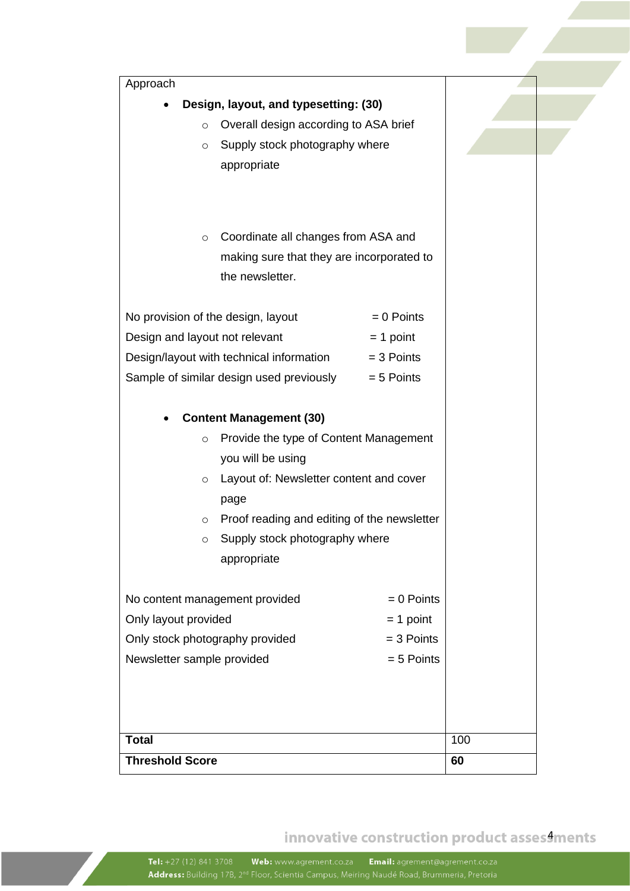| | |
|---|---|
| Approach<br><br>• **Design, layout, and typesetting: (30)**<br>  ○ Overall design according to ASA brief<br>  ○ Supply stock photography where appropriate<br><br>  ○ Coordinate all changes from ASA and making sure that they are incorporated to the newsletter.<br><br>No provision of the design, layout = 0 Points<br>Design and layout not relevant = 1 point<br>Design/layout with technical information = 3 Points<br>Sample of similar design used previously = 5 Points<br><br>• **Content Management (30)**<br>  ○ Provide the type of Content Management you will be using<br>  ○ Layout of: Newsletter content and cover page<br>  ○ Proof reading and editing of the newsletter<br>  ○ Supply stock photography where appropriate<br><br>No content management provided = 0 Points<br>Only layout provided = 1 point<br>Only stock photography provided = 3 Points<br>Newsletter sample provided = 5 Points | |
| **Total** | 100 |
| **Threshold Score** | **60** |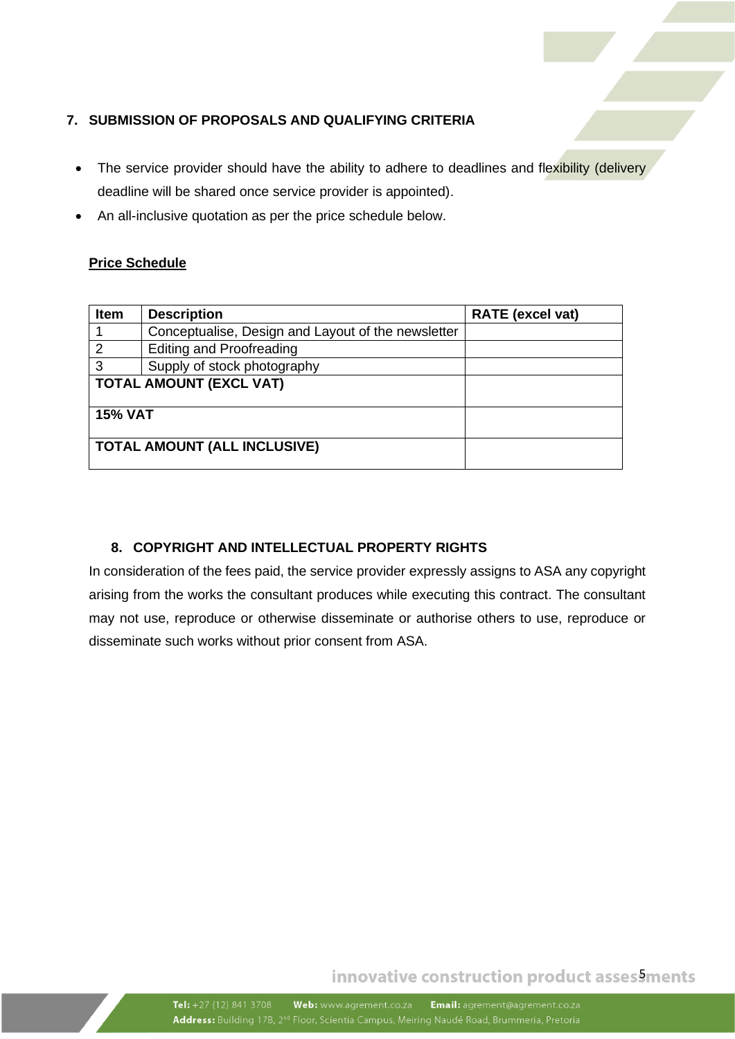## 7. SUBMISSION OF PROPOSALS AND QUALIFYING CRITERIA

- The service provider should have the ability to adhere to deadlines and flexibility (delivery deadline will be shared once service provider is appointed).
- An all-inclusive quotation as per the price schedule below.

**Price Schedule**

| Item | Description | RATE (excel vat) |
|---|---|---|
| 1 | Conceptualise, Design and Layout of the newsletter | |
| 2 | Editing and Proofreading | |
| 3 | Supply of stock photography | |
| **TOTAL AMOUNT (EXCL VAT)** | | |
| **15% VAT** | | |
| **TOTAL AMOUNT (ALL INCLUSIVE)** | | |

## 8. COPYRIGHT AND INTELLECTUAL PROPERTY RIGHTS

In consideration of the fees paid, the service provider expressly assigns to ASA any copyright arising from the works the consultant produces while executing this contract. The consultant may not use, reproduce or otherwise disseminate or authorise others to use, reproduce or disseminate such works without prior consent from ASA.